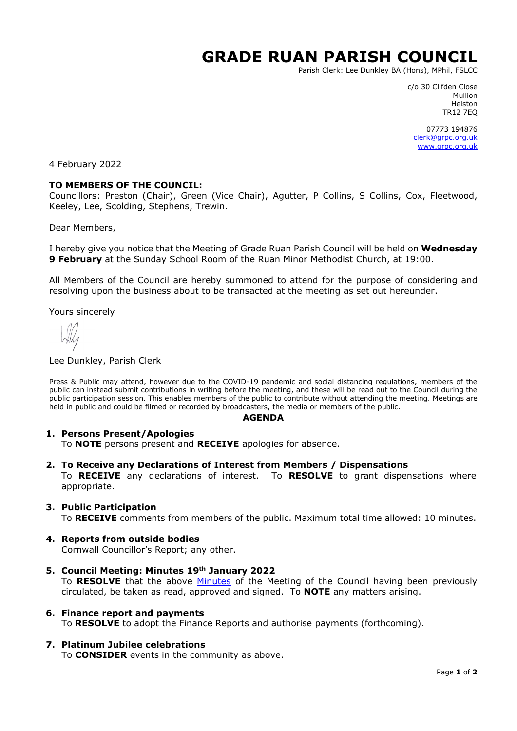# GRADE RUAN PARISH COUNCIL

Parish Clerk: Lee Dunkley BA (Hons), MPhil, FSLCC

c/o 30 Clifden Close
Mullion
Helston
TR12 7EQ

07773 194876
clerk@grpc.org.uk
www.grpc.org.uk

4 February 2022

**TO MEMBERS OF THE COUNCIL:**
Councillors: Preston (Chair), Green (Vice Chair), Agutter, P Collins, S Collins, Cox, Fleetwood, Keeley, Lee, Scolding, Stephens, Trewin.

Dear Members,

I hereby give you notice that the Meeting of Grade Ruan Parish Council will be held on **Wednesday 9 February** at the Sunday School Room of the Ruan Minor Methodist Church, at 19:00.

All Members of the Council are hereby summoned to attend for the purpose of considering and resolving upon the business about to be transacted at the meeting as set out hereunder.

Yours sincerely

Lee Dunkley, Parish Clerk

Press & Public may attend, however due to the COVID-19 pandemic and social distancing regulations, members of the public can instead submit contributions in writing before the meeting, and these will be read out to the Council during the public participation session. This enables members of the public to contribute without attending the meeting. Meetings are held in public and could be filmed or recorded by broadcasters, the media or members of the public.

## AGENDA

1. **Persons Present/Apologies**
   To **NOTE** persons present and **RECEIVE** apologies for absence.

2. **To Receive any Declarations of Interest from Members / Dispensations**
   To **RECEIVE** any declarations of interest. To **RESOLVE** to grant dispensations where appropriate.

3. **Public Participation**
   To **RECEIVE** comments from members of the public. Maximum total time allowed: 10 minutes.

4. **Reports from outside bodies**
   Cornwall Councillor's Report; any other.

5. **Council Meeting: Minutes 19th January 2022**
   To **RESOLVE** that the above Minutes of the Meeting of the Council having been previously circulated, be taken as read, approved and signed. To **NOTE** any matters arising.

6. **Finance report and payments**
   To **RESOLVE** to adopt the Finance Reports and authorise payments (forthcoming).

7. **Platinum Jubilee celebrations**
   To **CONSIDER** events in the community as above.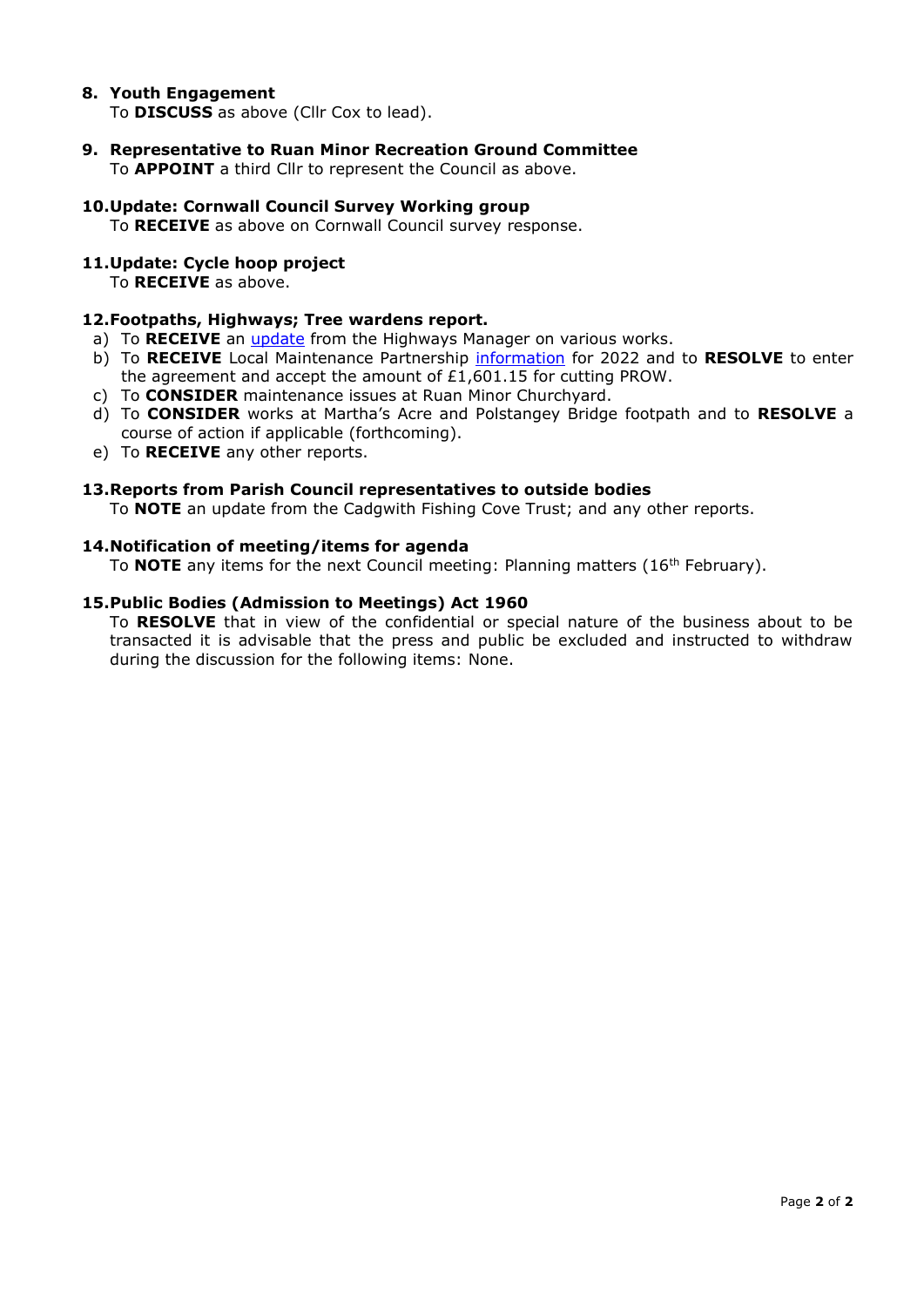**8. Youth Engagement**
To **DISCUSS** as above (Cllr Cox to lead).

**9. Representative to Ruan Minor Recreation Ground Committee**
To **APPOINT** a third Cllr to represent the Council as above.

**10. Update: Cornwall Council Survey Working group**
To **RECEIVE** as above on Cornwall Council survey response.

**11. Update: Cycle hoop project**
To **RECEIVE** as above.

**12. Footpaths, Highways; Tree wardens report.**

a) To **RECEIVE** an update from the Highways Manager on various works.
b) To **RECEIVE** Local Maintenance Partnership information for 2022 and to **RESOLVE** to enter the agreement and accept the amount of £1,601.15 for cutting PROW.
c) To **CONSIDER** maintenance issues at Ruan Minor Churchyard.
d) To **CONSIDER** works at Martha's Acre and Polstangey Bridge footpath and to **RESOLVE** a course of action if applicable (forthcoming).
e) To **RECEIVE** any other reports.

**13. Reports from Parish Council representatives to outside bodies**
To **NOTE** an update from the Cadgwith Fishing Cove Trust; and any other reports.

**14. Notification of meeting/items for agenda**
To **NOTE** any items for the next Council meeting: Planning matters (16th February).

**15. Public Bodies (Admission to Meetings) Act 1960**
To **RESOLVE** that in view of the confidential or special nature of the business about to be transacted it is advisable that the press and public be excluded and instructed to withdraw during the discussion for the following items: None.